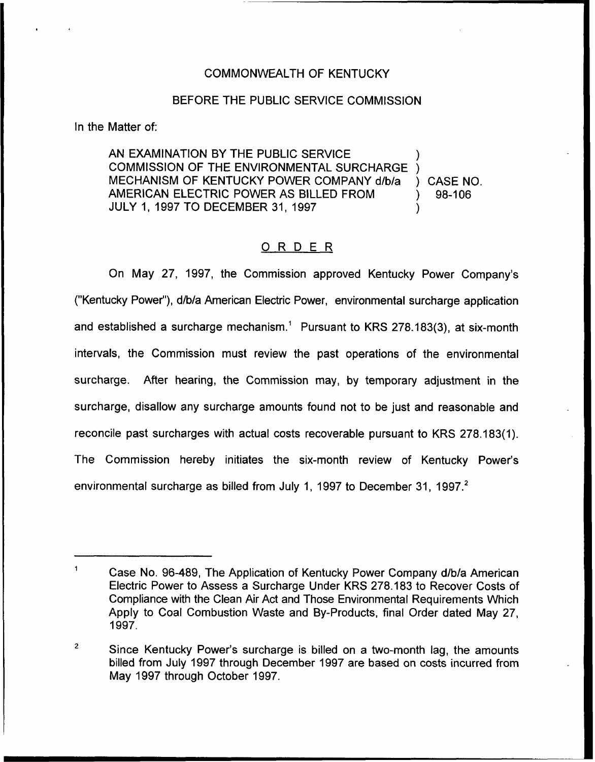COMMONWEALTH OF KENTUCKY

BEFORE THE PUBLIC SERVICE COMMISSION

In the Matter of:

| | | |
|---|---|---|
| AN EXAMINATION BY THE PUBLIC SERVICE COMMISSION OF THE ENVIRONMENTAL SURCHARGE MECHANISM OF KENTUCKY POWER COMPANY d/b/a AMERICAN ELECTRIC POWER AS BILLED FROM JULY 1, 1997 TO DECEMBER 31, 1997 | ) | CASE NO. 98-106 |

## ORDER

On May 27, 1997, the Commission approved Kentucky Power Company's ("Kentucky Power"), d/b/a American Electric Power, environmental surcharge application and established a surcharge mechanism.[1] Pursuant to KRS 278.183(3), at six-month intervals, the Commission must review the past operations of the environmental surcharge. After hearing, the Commission may, by temporary adjustment in the surcharge, disallow any surcharge amounts found not to be just and reasonable and reconcile past surcharges with actual costs recoverable pursuant to KRS 278.183(1). The Commission hereby initiates the six-month review of Kentucky Power's environmental surcharge as billed from July 1, 1997 to December 31, 1997.[2]

---

[1] Case No. 96-489, The Application of Kentucky Power Company d/b/a American Electric Power to Assess a Surcharge Under KRS 278.183 to Recover Costs of Compliance with the Clean Air Act and Those Environmental Requirements Which Apply to Coal Combustion Waste and By-Products, final Order dated May 27, 1997.

[2] Since Kentucky Power's surcharge is billed on a two-month lag, the amounts billed from July 1997 through December 1997 are based on costs incurred from May 1997 through October 1997.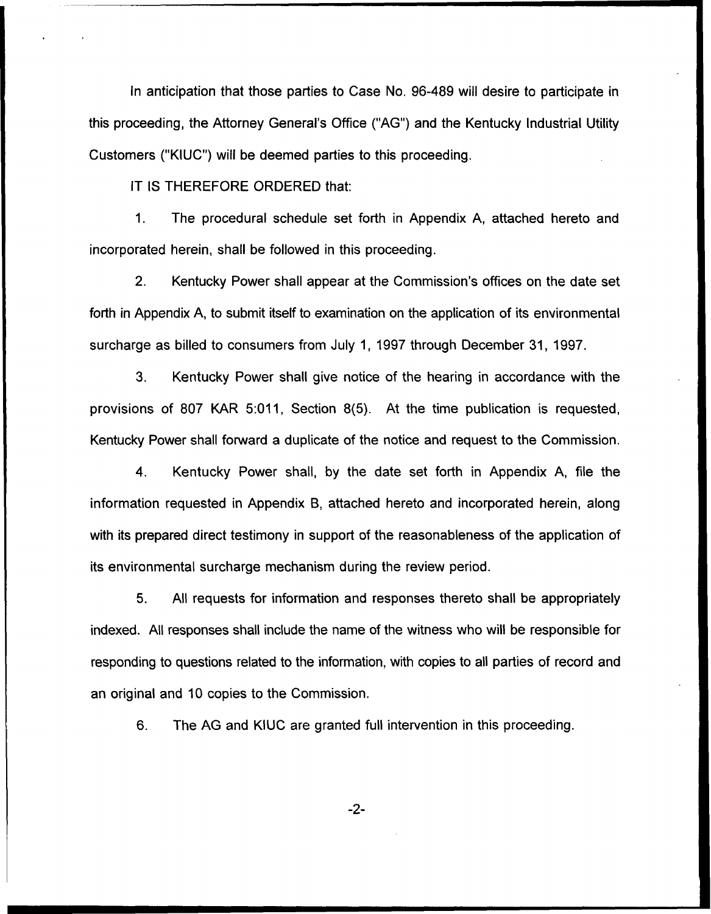In anticipation that those parties to Case No. 96-489 will desire to participate in this proceeding, the Attorney General's Office ("AG") and the Kentucky Industrial Utility Customers ("KIUC") will be deemed parties to this proceeding.

IT IS THEREFORE ORDERED that:

1. The procedural schedule set forth in Appendix A, attached hereto and incorporated herein, shall be followed in this proceeding.

2. Kentucky Power shall appear at the Commission's offices on the date set forth in Appendix A, to submit itself to examination on the application of its environmental surcharge as billed to consumers from July 1, 1997 through December 31, 1997.

3. Kentucky Power shall give notice of the hearing in accordance with the provisions of 807 KAR 5:011, Section 8(5). At the time publication is requested, Kentucky Power shall forward a duplicate of the notice and request to the Commission.

4. Kentucky Power shall, by the date set forth in Appendix A, file the information requested in Appendix B, attached hereto and incorporated herein, along with its prepared direct testimony in support of the reasonableness of the application of its environmental surcharge mechanism during the review period.

5. All requests for information and responses thereto shall be appropriately indexed. All responses shall include the name of the witness who will be responsible for responding to questions related to the information, with copies to all parties of record and an original and 10 copies to the Commission.

6. The AG and KIUC are granted full intervention in this proceeding.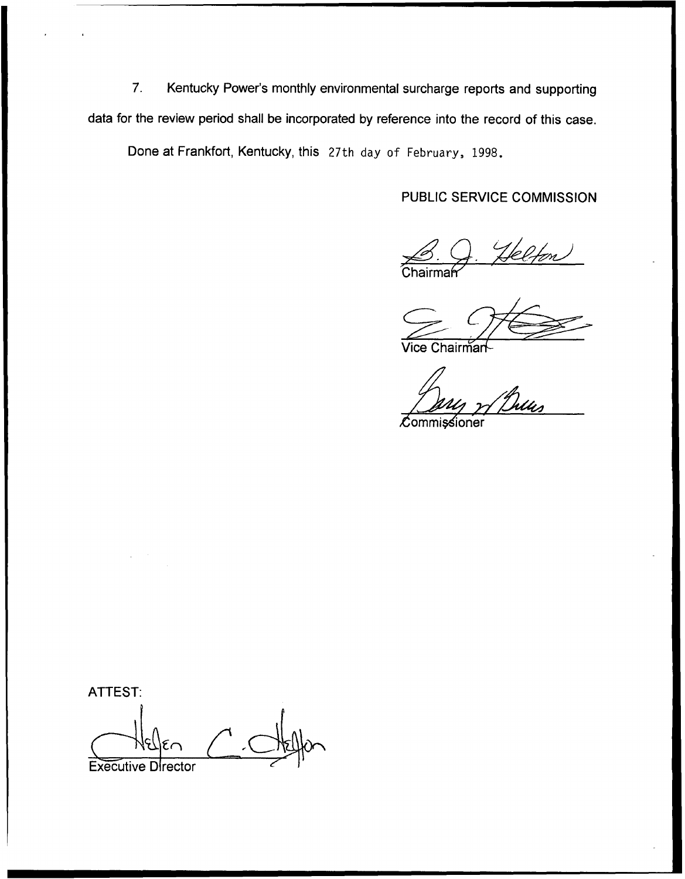7. Kentucky Power's monthly environmental surcharge reports and supporting data for the review period shall be incorporated by reference into the record of this case.

Done at Frankfort, Kentucky, this 27th day of February, 1998.

PUBLIC SERVICE COMMISSION

Chairman

Vice Chairman

Commissioner

ATTEST:

Executive Director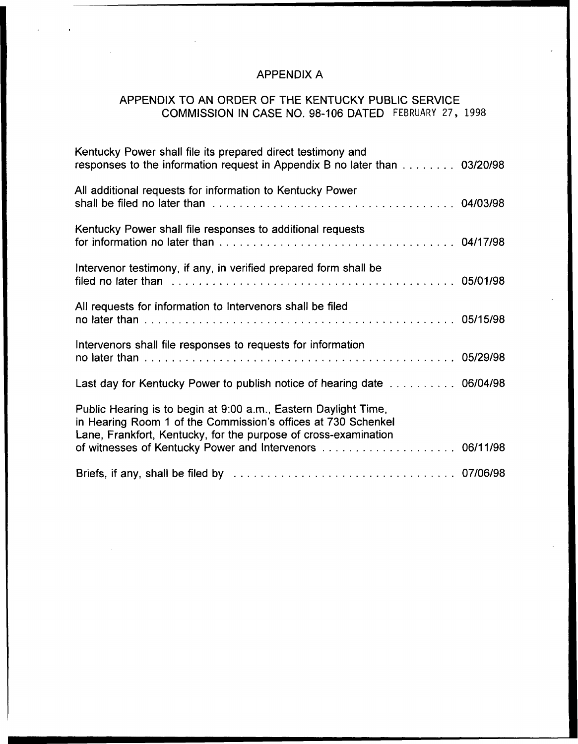# APPENDIX A

## APPENDIX TO AN ORDER OF THE KENTUCKY PUBLIC SERVICE COMMISSION IN CASE NO. 98-106 DATED FEBRUARY 27, 1998

Kentucky Power shall file its prepared direct testimony and responses to the information request in Appendix B no later than ........ 03/20/98

All additional requests for information to Kentucky Power shall be filed no later than .................................... 04/03/98

Kentucky Power shall file responses to additional requests for information no later than .................................. 04/17/98

Intervenor testimony, if any, in verified prepared form shall be filed no later than .......................................... 05/01/98

All requests for information to Intervenors shall be filed no later than .............................................. 05/15/98

Intervenors shall file responses to requests for information no later than .............................................. 05/29/98

Last day for Kentucky Power to publish notice of hearing date .......... 06/04/98

Public Hearing is to begin at 9:00 a.m., Eastern Daylight Time, in Hearing Room 1 of the Commission's offices at 730 Schenkel Lane, Frankfort, Kentucky, for the purpose of cross-examination of witnesses of Kentucky Power and Intervenors .................... 06/11/98

Briefs, if any, shall be filed by ................................ 07/06/98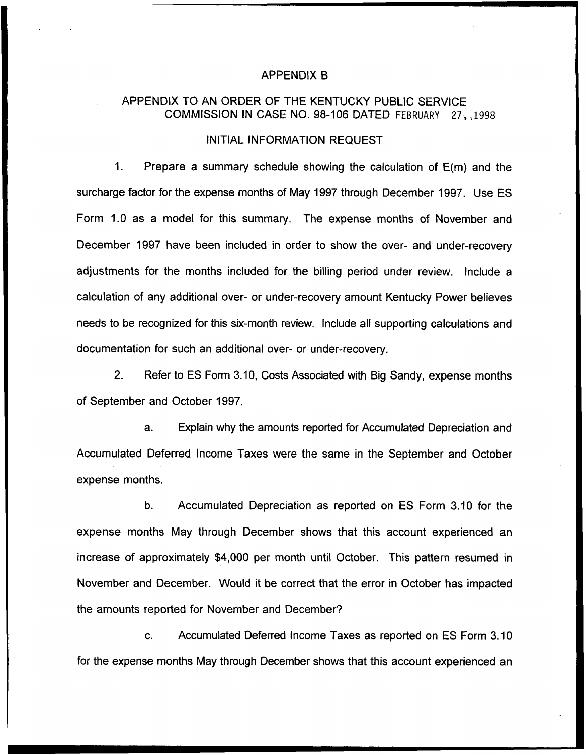# APPENDIX B

## APPENDIX TO AN ORDER OF THE KENTUCKY PUBLIC SERVICE COMMISSION IN CASE NO. 98-106 DATED FEBRUARY 27, 1998

### INITIAL INFORMATION REQUEST

1. Prepare a summary schedule showing the calculation of E(m) and the surcharge factor for the expense months of May 1997 through December 1997. Use ES Form 1.0 as a model for this summary. The expense months of November and December 1997 have been included in order to show the over- and under-recovery adjustments for the months included for the billing period under review. Include a calculation of any additional over- or under-recovery amount Kentucky Power believes needs to be recognized for this six-month review. Include all supporting calculations and documentation for such an additional over- or under-recovery.

2. Refer to ES Form 3.10, Costs Associated with Big Sandy, expense months of September and October 1997.

   a. Explain why the amounts reported for Accumulated Depreciation and Accumulated Deferred Income Taxes were the same in the September and October expense months.

   b. Accumulated Depreciation as reported on ES Form 3.10 for the expense months May through December shows that this account experienced an increase of approximately $4,000 per month until October. This pattern resumed in November and December. Would it be correct that the error in October has impacted the amounts reported for November and December?

   c. Accumulated Deferred Income Taxes as reported on ES Form 3.10 for the expense months May through December shows that this account experienced an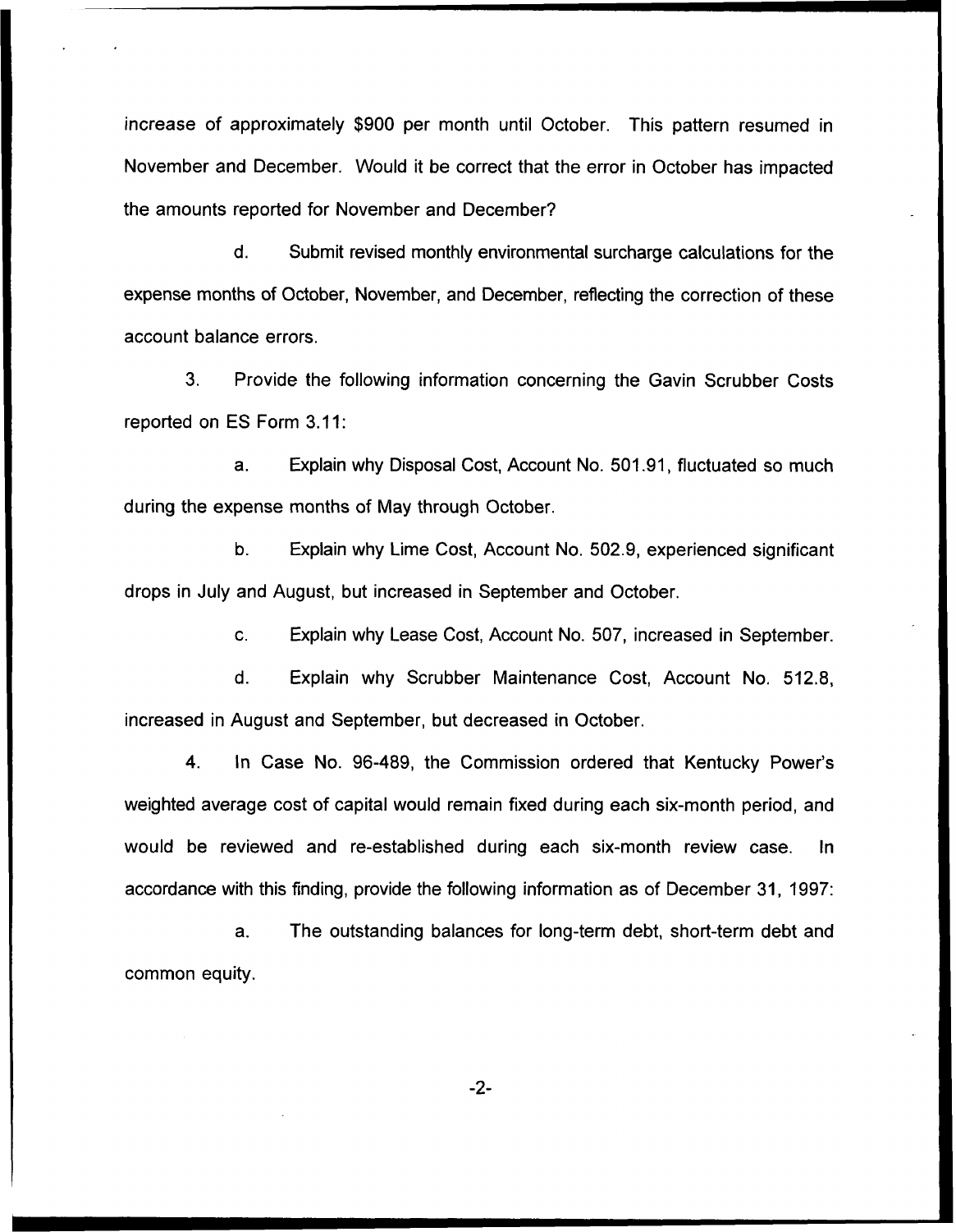increase of approximately $900 per month until October. This pattern resumed in November and December. Would it be correct that the error in October has impacted the amounts reported for November and December?

d. Submit revised monthly environmental surcharge calculations for the expense months of October, November, and December, reflecting the correction of these account balance errors.

3. Provide the following information concerning the Gavin Scrubber Costs reported on ES Form 3.11:

a. Explain why Disposal Cost, Account No. 501.91, fluctuated so much during the expense months of May through October.

b. Explain why Lime Cost, Account No. 502.9, experienced significant drops in July and August, but increased in September and October.

c. Explain why Lease Cost, Account No. 507, increased in September.

d. Explain why Scrubber Maintenance Cost, Account No. 512.8, increased in August and September, but decreased in October.

4. In Case No. 96-489, the Commission ordered that Kentucky Power's weighted average cost of capital would remain fixed during each six-month period, and would be reviewed and re-established during each six-month review case. In accordance with this finding, provide the following information as of December 31, 1997:

a. The outstanding balances for long-term debt, short-term debt and common equity.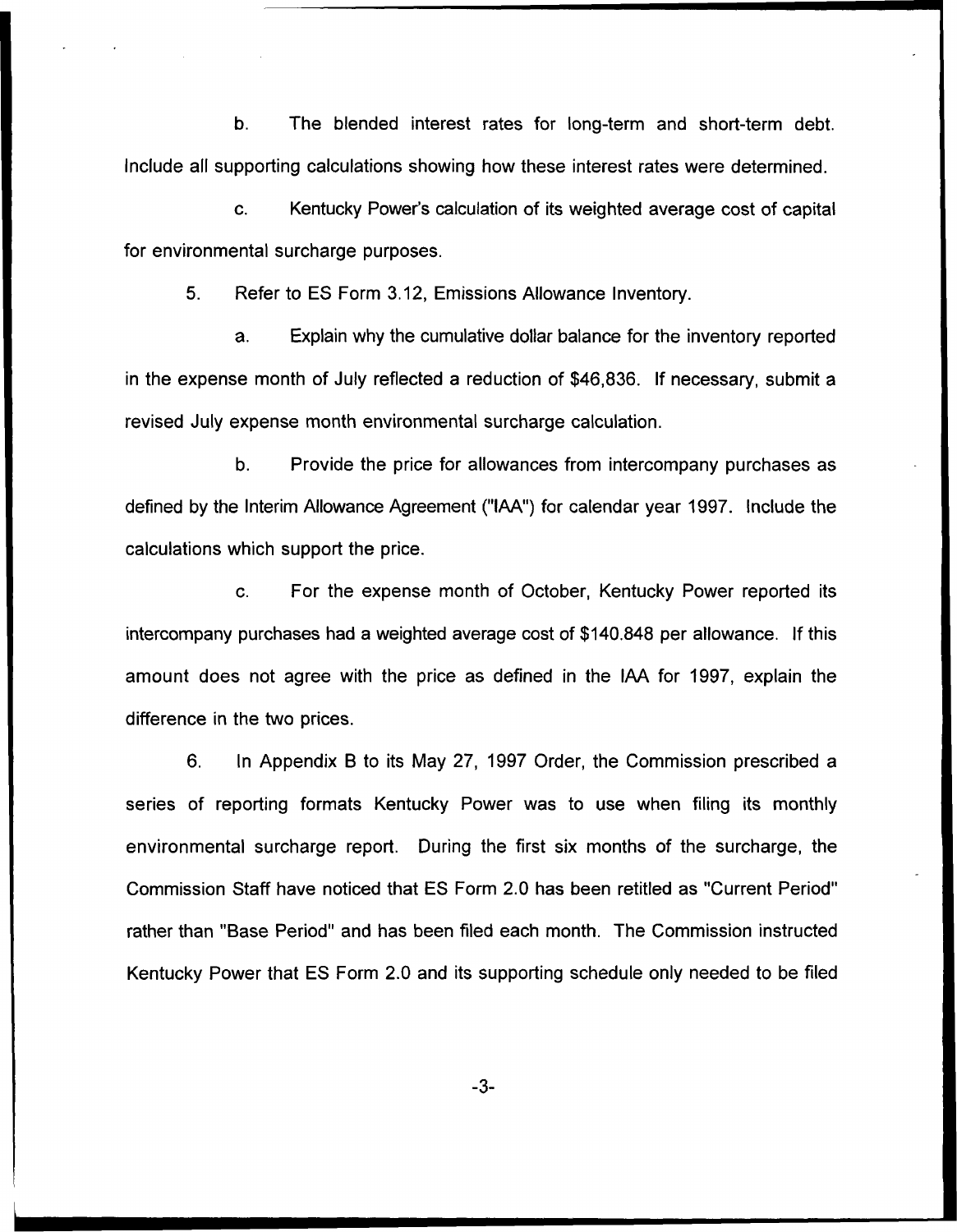b. The blended interest rates for long-term and short-term debt. Include all supporting calculations showing how these interest rates were determined.

c. Kentucky Power's calculation of its weighted average cost of capital for environmental surcharge purposes.

5. Refer to ES Form 3.12, Emissions Allowance Inventory.

a. Explain why the cumulative dollar balance for the inventory reported in the expense month of July reflected a reduction of $46,836. If necessary, submit a revised July expense month environmental surcharge calculation.

b. Provide the price for allowances from intercompany purchases as defined by the Interim Allowance Agreement ("IAA") for calendar year 1997. Include the calculations which support the price.

c. For the expense month of October, Kentucky Power reported its intercompany purchases had a weighted average cost of $140.848 per allowance. If this amount does not agree with the price as defined in the IAA for 1997, explain the difference in the two prices.

6. In Appendix B to its May 27, 1997 Order, the Commission prescribed a series of reporting formats Kentucky Power was to use when filing its monthly environmental surcharge report. During the first six months of the surcharge, the Commission Staff have noticed that ES Form 2.0 has been retitled as "Current Period" rather than "Base Period" and has been filed each month. The Commission instructed Kentucky Power that ES Form 2.0 and its supporting schedule only needed to be filed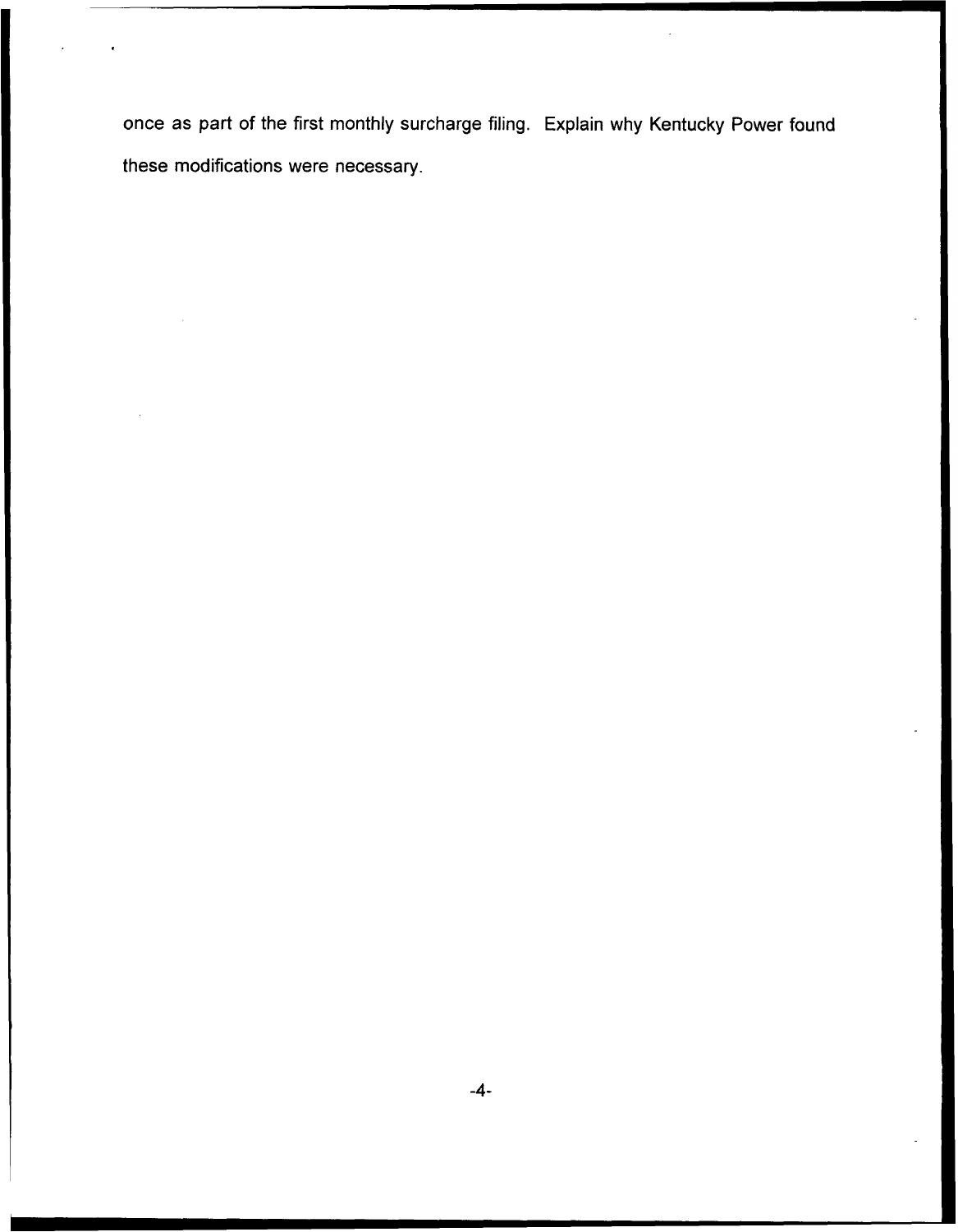once as part of the first monthly surcharge filing. Explain why Kentucky Power found these modifications were necessary.